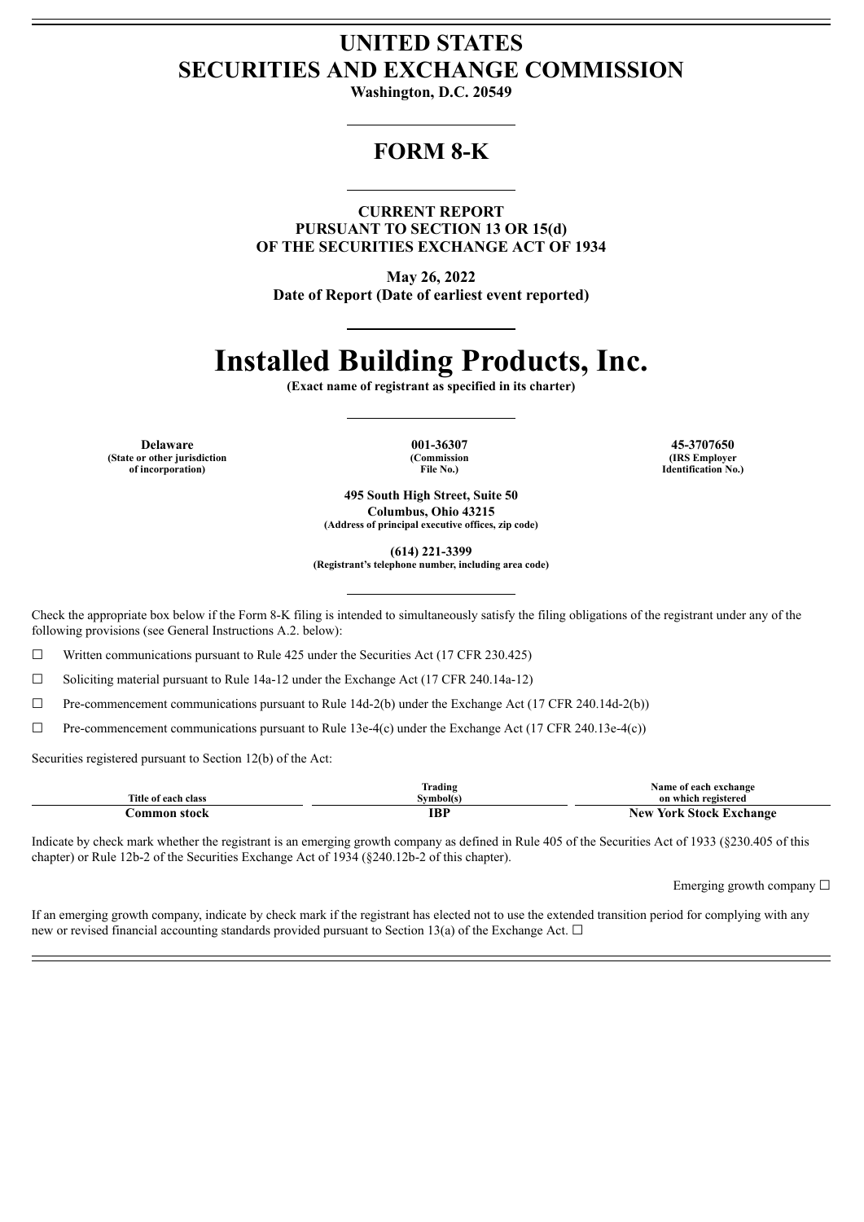# UNITED STATES
# SECURITIES AND EXCHANGE COMMISSION

**Washington, D.C. 20549**

## FORM 8-K

**CURRENT REPORT**
**PURSUANT TO SECTION 13 OR 15(d)**
**OF THE SECURITIES EXCHANGE ACT OF 1934**

**May 26, 2022**
**Date of Report (Date of earliest event reported)**

# Installed Building Products, Inc.

**(Exact name of registrant as specified in its charter)**

| **Delaware** | **001-36307** | **45-3707650** |
|---|---|---|
| **(State or other jurisdiction of incorporation)** | **(Commission File No.)** | **(IRS Employer Identification No.)** |

**495 South High Street, Suite 50**
**Columbus, Ohio 43215**
**(Address of principal executive offices, zip code)**

**(614) 221-3399**
**(Registrant's telephone number, including area code)**

Check the appropriate box below if the Form 8-K filing is intended to simultaneously satisfy the filing obligations of the registrant under any of the following provisions (see General Instructions A.2. below):

☐ Written communications pursuant to Rule 425 under the Securities Act (17 CFR 230.425)

☐ Soliciting material pursuant to Rule 14a-12 under the Exchange Act (17 CFR 240.14a-12)

☐ Pre-commencement communications pursuant to Rule 14d-2(b) under the Exchange Act (17 CFR 240.14d-2(b))

☐ Pre-commencement communications pursuant to Rule 13e-4(c) under the Exchange Act (17 CFR 240.13e-4(c))

Securities registered pursuant to Section 12(b) of the Act:

| Title of each class | Trading Symbol(s) | Name of each exchange on which registered |
|---|---|---|
| **Common stock** | **IBP** | **New York Stock Exchange** |

Indicate by check mark whether the registrant is an emerging growth company as defined in Rule 405 of the Securities Act of 1933 (§230.405 of this chapter) or Rule 12b-2 of the Securities Exchange Act of 1934 (§240.12b-2 of this chapter).

Emerging growth company ☐

If an emerging growth company, indicate by check mark if the registrant has elected not to use the extended transition period for complying with any new or revised financial accounting standards provided pursuant to Section 13(a) of the Exchange Act. ☐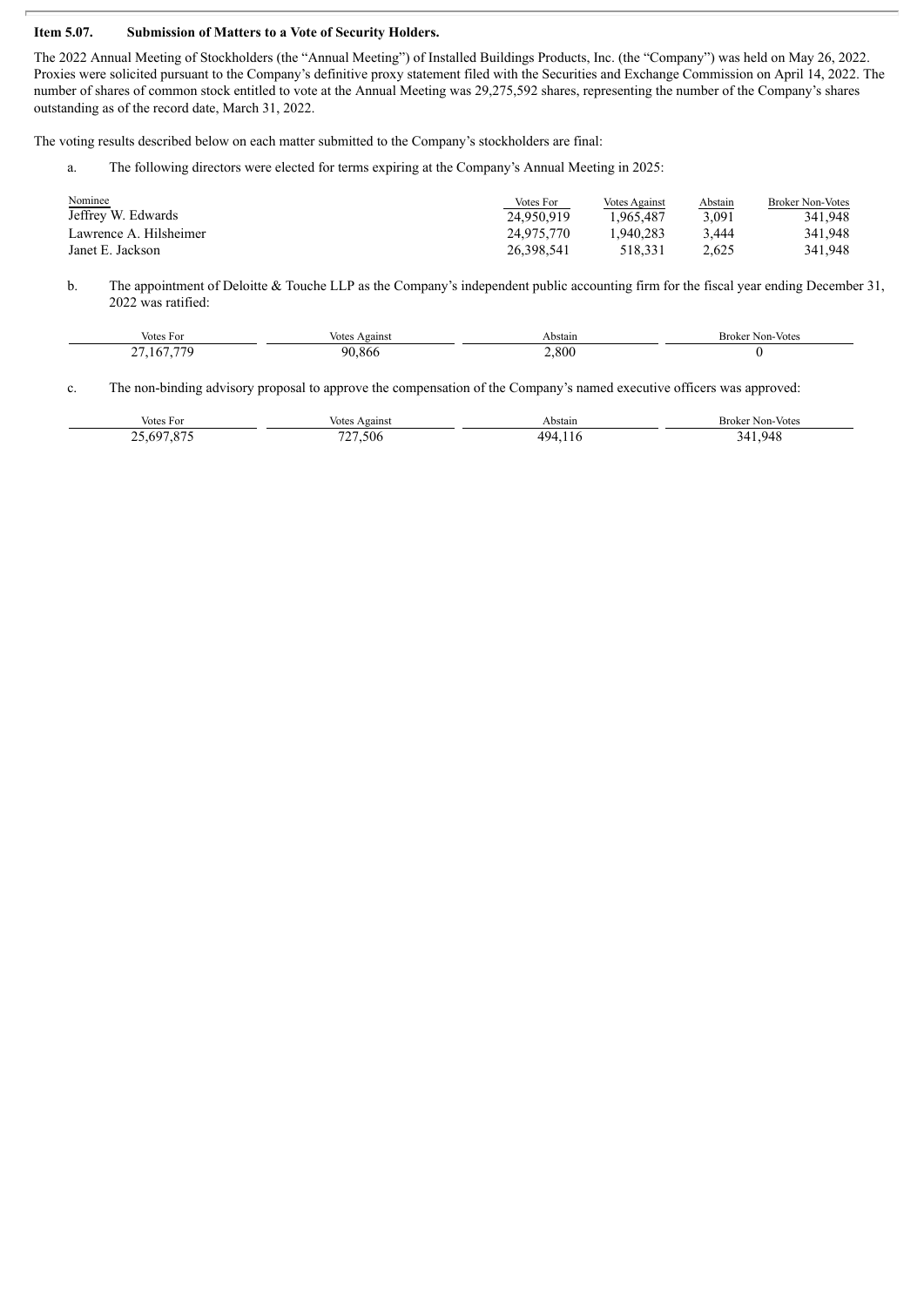**Item 5.07. Submission of Matters to a Vote of Security Holders.**

The 2022 Annual Meeting of Stockholders (the "Annual Meeting") of Installed Buildings Products, Inc. (the "Company") was held on May 26, 2022. Proxies were solicited pursuant to the Company's definitive proxy statement filed with the Securities and Exchange Commission on April 14, 2022. The number of shares of common stock entitled to vote at the Annual Meeting was 29,275,592 shares, representing the number of the Company's shares outstanding as of the record date, March 31, 2022.

The voting results described below on each matter submitted to the Company's stockholders are final:

a. The following directors were elected for terms expiring at the Company's Annual Meeting in 2025:

| Nominee | Votes For | Votes Against | Abstain | Broker Non-Votes |
| --- | --- | --- | --- | --- |
| Jeffrey W. Edwards | 24,950,919 | 1,965,487 | 3,091 | 341,948 |
| Lawrence A. Hilsheimer | 24,975,770 | 1,940,283 | 3,444 | 341,948 |
| Janet E. Jackson | 26,398,541 | 518,331 | 2,625 | 341,948 |

b. The appointment of Deloitte & Touche LLP as the Company's independent public accounting firm for the fiscal year ending December 31, 2022 was ratified:

| Votes For | Votes Against | Abstain | Broker Non-Votes |
| --- | --- | --- | --- |
| 27,167,779 | 90,866 | 2,800 | 0 |

c. The non-binding advisory proposal to approve the compensation of the Company's named executive officers was approved:

| Votes For | Votes Against | Abstain | Broker Non-Votes |
| --- | --- | --- | --- |
| 25,697,875 | 727,506 | 494,116 | 341,948 |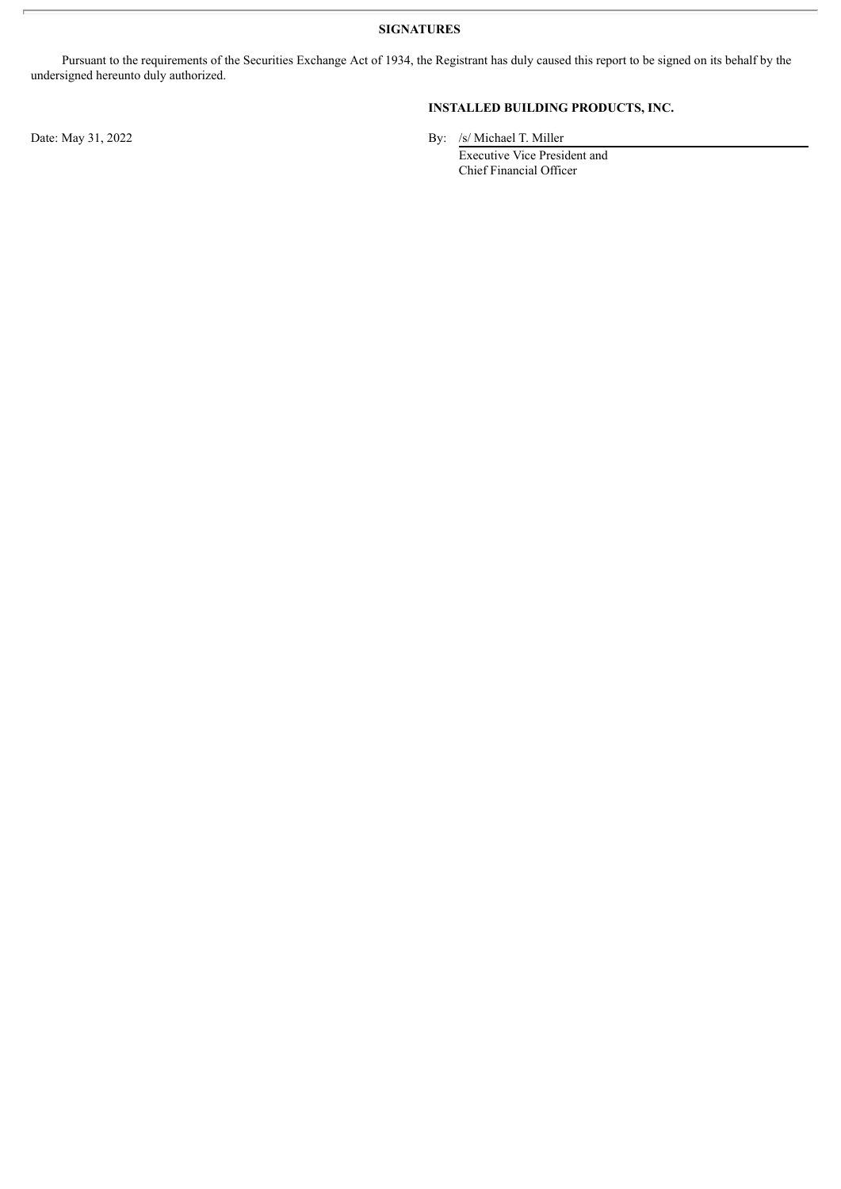**SIGNATURES**

Pursuant to the requirements of the Securities Exchange Act of 1934, the Registrant has duly caused this report to be signed on its behalf by the undersigned hereunto duly authorized.

**INSTALLED BUILDING PRODUCTS, INC.**

Date: May 31, 2022

By: /s/ Michael T. Miller
Executive Vice President and
Chief Financial Officer